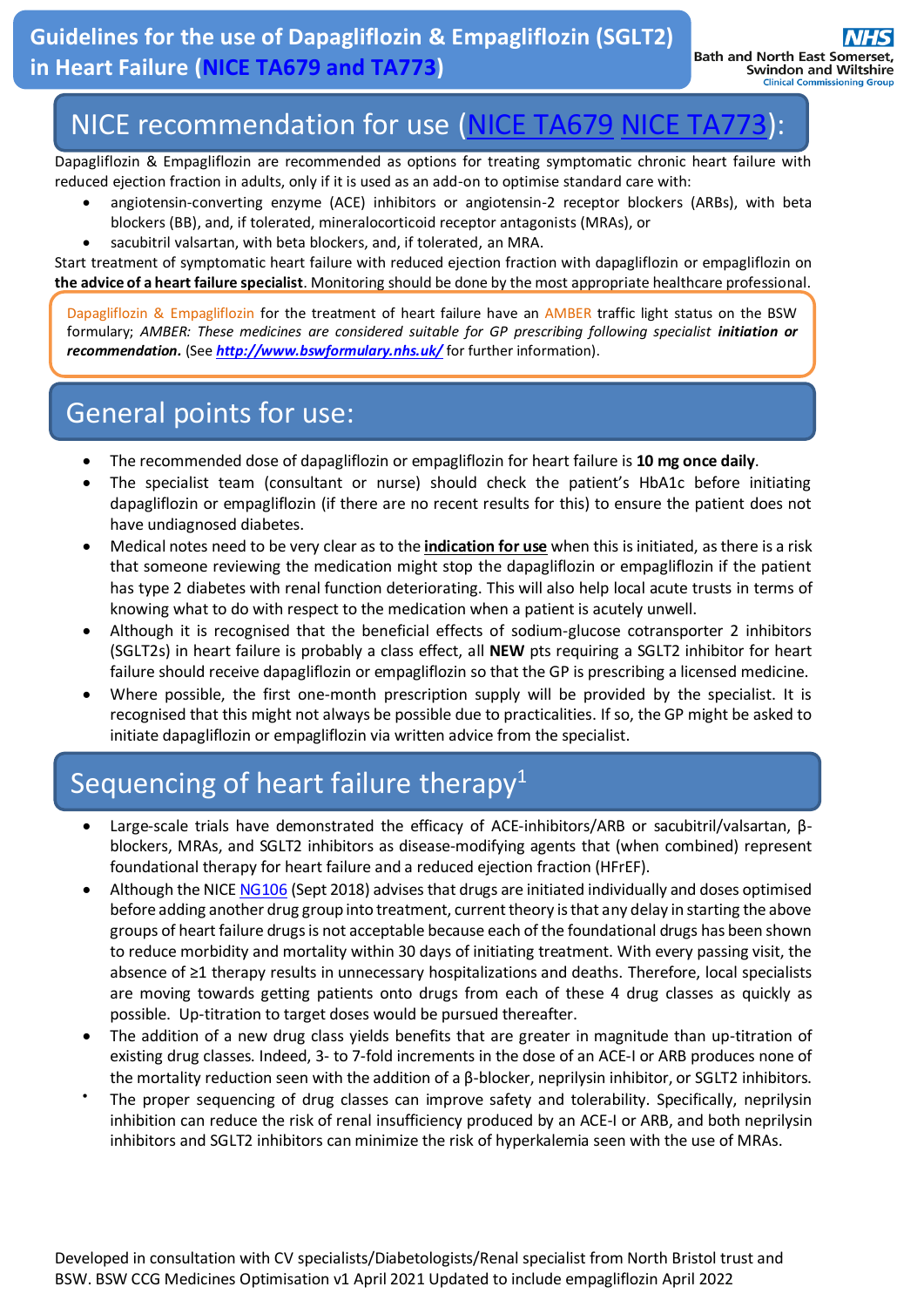# Guidelines for the use of Dapagliflozin & Empagliflozin (SGLT2) in Heart Failure (NICE TA679 and TA773)

## NICE recommendation for use (NICE TA679 NICE TA773):

Dapagliflozin & Empagliflozin are recommended as options for treating symptomatic chronic heart failure with reduced ejection fraction in adults, only if it is used as an add-on to optimise standard care with:

- angiotensin-converting enzyme (ACE) inhibitors or angiotensin-2 receptor blockers (ARBs), with beta blockers (BB), and, if tolerated, mineralocorticoid receptor antagonists (MRAs), or
- sacubitril valsartan, with beta blockers, and, if tolerated, an MRA.

Start treatment of symptomatic heart failure with reduced ejection fraction with dapagliflozin or empagliflozin on **the advice of a heart failure specialist**. Monitoring should be done by the most appropriate healthcare professional.

Dapagliflozin & Empagliflozin for the treatment of heart failure have an AMBER traffic light status on the BSW formulary; *AMBER: These medicines are considered suitable for GP prescribing following specialist **initiation or recommendation.*** (See ***http://www.bswformulary.nhs.uk/*** for further information).

## General points for use:

- The recommended dose of dapagliflozin or empagliflozin for heart failure is **10 mg once daily**.
- The specialist team (consultant or nurse) should check the patient's HbA1c before initiating dapagliflozin or empagliflozin (if there are no recent results for this) to ensure the patient does not have undiagnosed diabetes.
- Medical notes need to be very clear as to the **indication for use** when this is initiated, as there is a risk that someone reviewing the medication might stop the dapagliflozin or empagliflozin if the patient has type 2 diabetes with renal function deteriorating. This will also help local acute trusts in terms of knowing what to do with respect to the medication when a patient is acutely unwell.
- Although it is recognised that the beneficial effects of sodium-glucose cotransporter 2 inhibitors (SGLT2s) in heart failure is probably a class effect, all **NEW** pts requiring a SGLT2 inhibitor for heart failure should receive dapagliflozin or empagliflozin so that the GP is prescribing a licensed medicine.
- Where possible, the first one-month prescription supply will be provided by the specialist. It is recognised that this might not always be possible due to practicalities. If so, the GP might be asked to initiate dapagliflozin or empagliflozin via written advice from the specialist.

## Sequencing of heart failure therapy[1]

- Large-scale trials have demonstrated the efficacy of ACE-inhibitors/ARB or sacubitril/valsartan, β-blockers, MRAs, and SGLT2 inhibitors as disease-modifying agents that (when combined) represent foundational therapy for heart failure and a reduced ejection fraction (HFrEF).
- Although the NICE NG106 (Sept 2018) advises that drugs are initiated individually and doses optimised before adding another drug group into treatment, current theory is that any delay in starting the above groups of heart failure drugs is not acceptable because each of the foundational drugs has been shown to reduce morbidity and mortality within 30 days of initiating treatment. With every passing visit, the absence of ≥1 therapy results in unnecessary hospitalizations and deaths. Therefore, local specialists are moving towards getting patients onto drugs from each of these 4 drug classes as quickly as possible. Up-titration to target doses would be pursued thereafter.
- The addition of a new drug class yields benefits that are greater in magnitude than up-titration of existing drug classes. Indeed, 3- to 7-fold increments in the dose of an ACE-I or ARB produces none of the mortality reduction seen with the addition of a β-blocker, neprilysin inhibitor, or SGLT2 inhibitors.
- The proper sequencing of drug classes can improve safety and tolerability. Specifically, neprilysin inhibition can reduce the risk of renal insufficiency produced by an ACE-I or ARB, and both neprilysin inhibitors and SGLT2 inhibitors can minimize the risk of hyperkalemia seen with the use of MRAs.

Developed in consultation with CV specialists/Diabetologists/Renal specialist from North Bristol trust and BSW. BSW CCG Medicines Optimisation v1 April 2021 Updated to include empagliflozin April 2022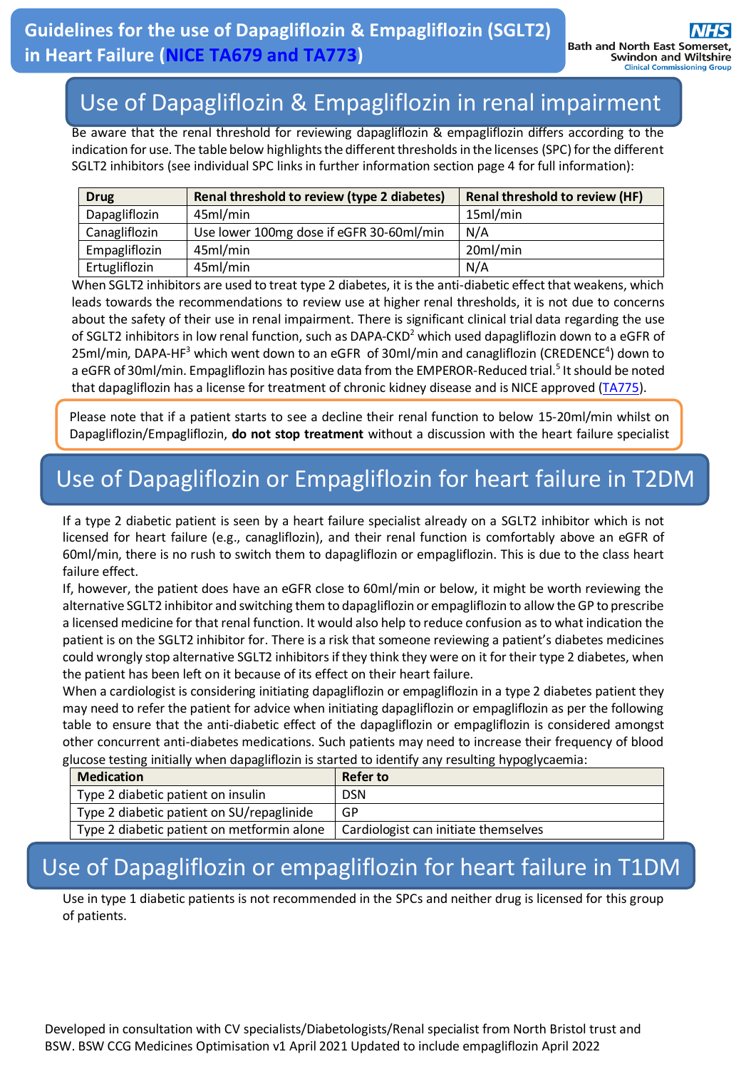# Guidelines for the use of Dapagliflozin & Empagliflozin (SGLT2) in Heart Failure (NICE TA679 and TA773)

## Use of Dapagliflozin & Empagliflozin in renal impairment

Be aware that the renal threshold for reviewing dapagliflozin & empagliflozin differs according to the indication for use. The table below highlights the different thresholds in the licenses (SPC) for the different SGLT2 inhibitors (see individual SPC links in further information section page 4 for full information):

| Drug | Renal threshold to review (type 2 diabetes) | Renal threshold to review (HF) |
|---|---|---|
| Dapagliflozin | 45ml/min | 15ml/min |
| Canagliflozin | Use lower 100mg dose if eGFR 30-60ml/min | N/A |
| Empagliflozin | 45ml/min | 20ml/min |
| Ertugliflozin | 45ml/min | N/A |

When SGLT2 inhibitors are used to treat type 2 diabetes, it is the anti-diabetic effect that weakens, which leads towards the recommendations to review use at higher renal thresholds, it is not due to concerns about the safety of their use in renal impairment. There is significant clinical trial data regarding the use of SGLT2 inhibitors in low renal function, such as DAPA-CKD[2] which used dapagliflozin down to a eGFR of 25ml/min, DAPA-HF[3] which went down to an eGFR of 30ml/min and canagliflozin (CREDENCE[4]) down to a eGFR of 30ml/min. Empagliflozin has positive data from the EMPEROR-Reduced trial.[5] It should be noted that dapagliflozin has a license for treatment of chronic kidney disease and is NICE approved (TA775).

Please note that if a patient starts to see a decline their renal function to below 15-20ml/min whilst on Dapagliflozin/Empagliflozin, **do not stop treatment** without a discussion with the heart failure specialist

## Use of Dapagliflozin or Empagliflozin for heart failure in T2DM

If a type 2 diabetic patient is seen by a heart failure specialist already on a SGLT2 inhibitor which is not licensed for heart failure (e.g., canagliflozin), and their renal function is comfortably above an eGFR of 60ml/min, there is no rush to switch them to dapagliflozin or empagliflozin. This is due to the class heart failure effect.

If, however, the patient does have an eGFR close to 60ml/min or below, it might be worth reviewing the alternative SGLT2 inhibitor and switching them to dapagliflozin or empagliflozin to allow the GP to prescribe a licensed medicine for that renal function. It would also help to reduce confusion as to what indication the patient is on the SGLT2 inhibitor for. There is a risk that someone reviewing a patient's diabetes medicines could wrongly stop alternative SGLT2 inhibitors if they think they were on it for their type 2 diabetes, when the patient has been left on it because of its effect on their heart failure.

When a cardiologist is considering initiating dapagliflozin or empagliflozin in a type 2 diabetes patient they may need to refer the patient for advice when initiating dapagliflozin or empagliflozin as per the following table to ensure that the anti-diabetic effect of the dapagliflozin or empagliflozin is considered amongst other concurrent anti-diabetes medications. Such patients may need to increase their frequency of blood glucose testing initially when dapagliflozin is started to identify any resulting hypoglycaemia:

| Medication | Refer to |
|---|---|
| Type 2 diabetic patient on insulin | DSN |
| Type 2 diabetic patient on SU/repaglinide | GP |
| Type 2 diabetic patient on metformin alone | Cardiologist can initiate themselves |

## Use of Dapagliflozin or empagliflozin for heart failure in T1DM

Use in type 1 diabetic patients is not recommended in the SPCs and neither drug is licensed for this group of patients.

Developed in consultation with CV specialists/Diabetologists/Renal specialist from North Bristol trust and BSW. BSW CCG Medicines Optimisation v1 April 2021 Updated to include empagliflozin April 2022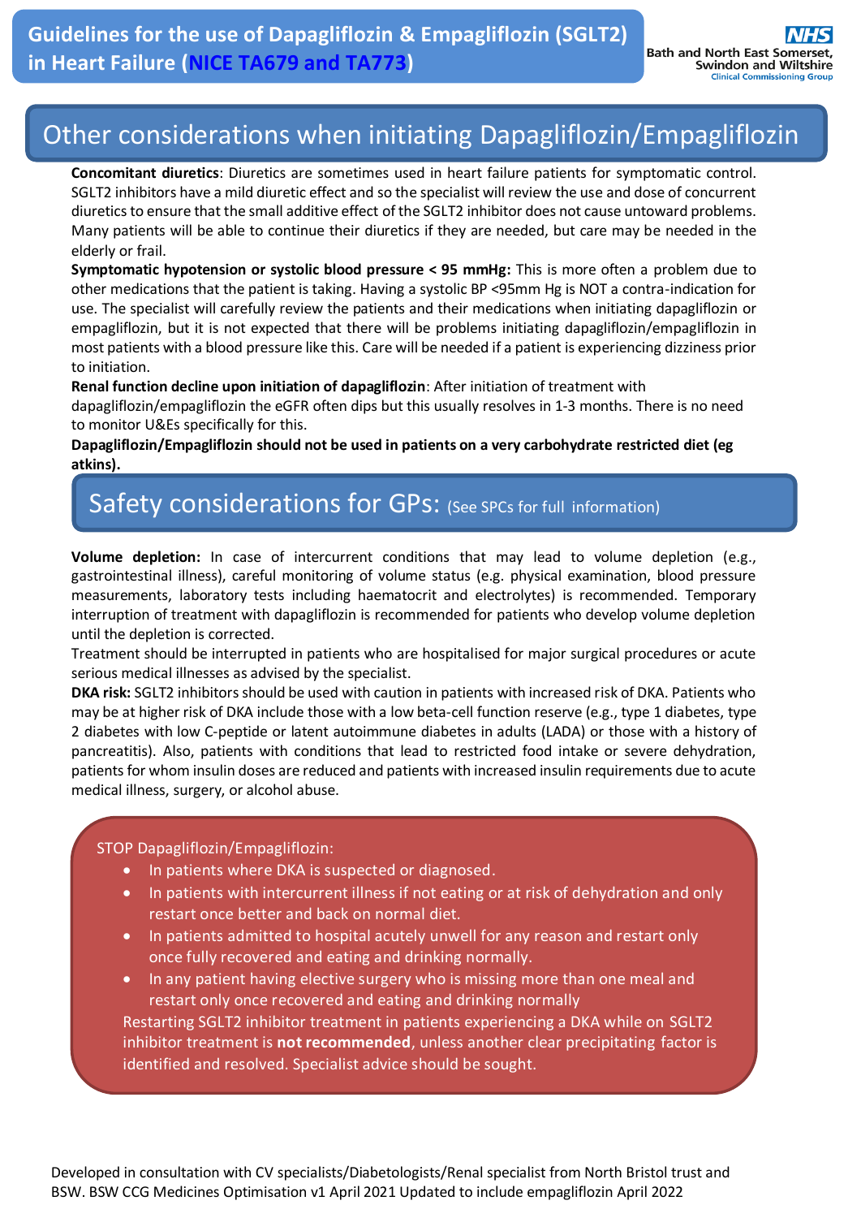## Other considerations when initiating Dapagliflozin/Empagliflozin

**Concomitant diuretics**: Diuretics are sometimes used in heart failure patients for symptomatic control. SGLT2 inhibitors have a mild diuretic effect and so the specialist will review the use and dose of concurrent diuretics to ensure that the small additive effect of the SGLT2 inhibitor does not cause untoward problems. Many patients will be able to continue their diuretics if they are needed, but care may be needed in the elderly or frail.

**Symptomatic hypotension or systolic blood pressure < 95 mmHg:** This is more often a problem due to other medications that the patient is taking. Having a systolic BP <95mm Hg is NOT a contra-indication for use. The specialist will carefully review the patients and their medications when initiating dapagliflozin or empagliflozin, but it is not expected that there will be problems initiating dapagliflozin/empagliflozin in most patients with a blood pressure like this. Care will be needed if a patient is experiencing dizziness prior to initiation.

**Renal function decline upon initiation of dapagliflozin**: After initiation of treatment with dapagliflozin/empagliflozin the eGFR often dips but this usually resolves in 1-3 months. There is no need to monitor U&Es specifically for this.

**Dapagliflozin/Empagliflozin should not be used in patients on a very carbohydrate restricted diet (eg atkins).**

## Safety considerations for GPs: (See SPCs for full information)

**Volume depletion:** In case of intercurrent conditions that may lead to volume depletion (e.g., gastrointestinal illness), careful monitoring of volume status (e.g. physical examination, blood pressure measurements, laboratory tests including haematocrit and electrolytes) is recommended. Temporary interruption of treatment with dapagliflozin is recommended for patients who develop volume depletion until the depletion is corrected.

Treatment should be interrupted in patients who are hospitalised for major surgical procedures or acute serious medical illnesses as advised by the specialist.

**DKA risk:** SGLT2 inhibitors should be used with caution in patients with increased risk of DKA. Patients who may be at higher risk of DKA include those with a low beta-cell function reserve (e.g., type 1 diabetes, type 2 diabetes with low C-peptide or latent autoimmune diabetes in adults (LADA) or those with a history of pancreatitis). Also, patients with conditions that lead to restricted food intake or severe dehydration, patients for whom insulin doses are reduced and patients with increased insulin requirements due to acute medical illness, surgery, or alcohol abuse.

STOP Dapagliflozin/Empagliflozin:

- In patients where DKA is suspected or diagnosed.
- In patients with intercurrent illness if not eating or at risk of dehydration and only restart once better and back on normal diet.
- In patients admitted to hospital acutely unwell for any reason and restart only once fully recovered and eating and drinking normally.
- In any patient having elective surgery who is missing more than one meal and restart only once recovered and eating and drinking normally

Restarting SGLT2 inhibitor treatment in patients experiencing a DKA while on SGLT2 inhibitor treatment is **not recommended**, unless another clear precipitating factor is identified and resolved. Specialist advice should be sought.

Developed in consultation with CV specialists/Diabetologists/Renal specialist from North Bristol trust and BSW. BSW CCG Medicines Optimisation v1 April 2021 Updated to include empagliflozin April 2022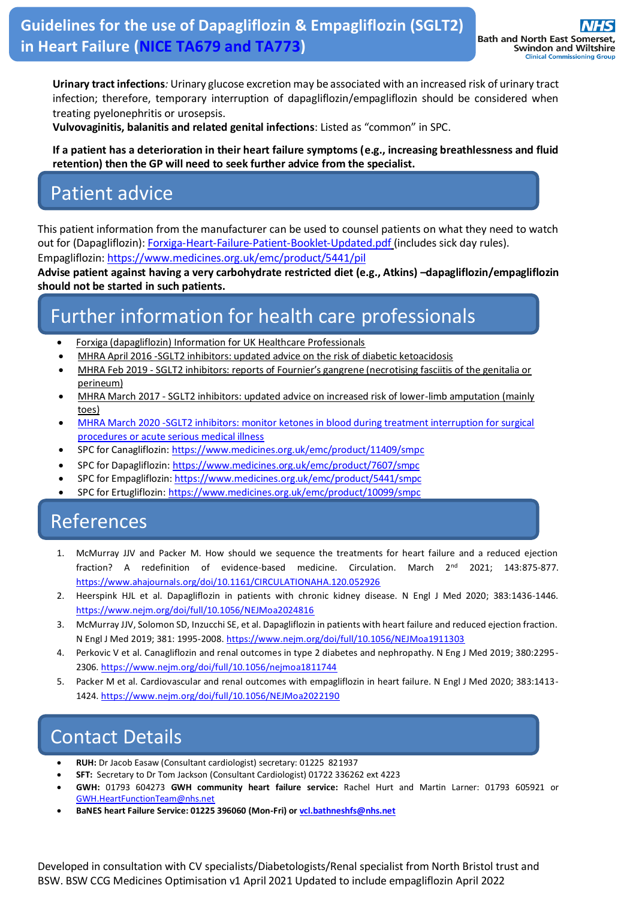**Urinary tract infections***:* Urinary glucose excretion may be associated with an increased risk of urinary tract infection; therefore, temporary interruption of dapagliflozin/empagliflozin should be considered when treating pyelonephritis or urosepsis.
**Vulvovaginitis, balanitis and related genital infections**: Listed as "common" in SPC.

**If a patient has a deterioration in their heart failure symptoms (e.g., increasing breathlessness and fluid retention) then the GP will need to seek further advice from the specialist.**

## Patient advice

This patient information from the manufacturer can be used to counsel patients on what they need to watch out for (Dapagliflozin): Forxiga-Heart-Failure-Patient-Booklet-Updated.pdf (includes sick day rules).
Empagliflozin: https://www.medicines.org.uk/emc/product/5441/pil
**Advise patient against having a very carbohydrate restricted diet (e.g., Atkins) –dapagliflozin/empagliflozin should not be started in such patients.**

## Further information for health care professionals

- Forxiga (dapagliflozin) Information for UK Healthcare Professionals
- MHRA April 2016 -SGLT2 inhibitors: updated advice on the risk of diabetic ketoacidosis
- MHRA Feb 2019 - SGLT2 inhibitors: reports of Fournier's gangrene (necrotising fasciitis of the genitalia or perineum)
- MHRA March 2017 - SGLT2 inhibitors: updated advice on increased risk of lower-limb amputation (mainly toes)
- MHRA March 2020 -SGLT2 inhibitors: monitor ketones in blood during treatment interruption for surgical procedures or acute serious medical illness
- SPC for Canagliflozin: https://www.medicines.org.uk/emc/product/11409/smpc
- SPC for Dapagliflozin: https://www.medicines.org.uk/emc/product/7607/smpc
- SPC for Empagliflozin: https://www.medicines.org.uk/emc/product/5441/smpc
- SPC for Ertugliflozin: https://www.medicines.org.uk/emc/product/10099/smpc

## References

1. McMurray JJV and Packer M. How should we sequence the treatments for heart failure and a reduced ejection fraction? A redefinition of evidence-based medicine. Circulation. March 2nd 2021; 143:875-877. https://www.ahajournals.org/doi/10.1161/CIRCULATIONAHA.120.052926
2. Heerspink HJL et al. Dapagliflozin in patients with chronic kidney disease. N Engl J Med 2020; 383:1436-1446. https://www.nejm.org/doi/full/10.1056/NEJMoa2024816
3. McMurray JJV, Solomon SD, Inzucchi SE, et al. Dapagliflozin in patients with heart failure and reduced ejection fraction. N Engl J Med 2019; 381: 1995-2008. https://www.nejm.org/doi/full/10.1056/NEJMoa1911303
4. Perkovic V et al. Canagliflozin and renal outcomes in type 2 diabetes and nephropathy. N Eng J Med 2019; 380:2295-2306. https://www.nejm.org/doi/full/10.1056/nejmoa1811744
5. Packer M et al. Cardiovascular and renal outcomes with empagliflozin in heart failure. N Engl J Med 2020; 383:1413-1424. https://www.nejm.org/doi/full/10.1056/NEJMoa2022190

## Contact Details

- **RUH:** Dr Jacob Easaw (Consultant cardiologist) secretary: 01225 821937
- **SFT:** Secretary to Dr Tom Jackson (Consultant Cardiologist) 01722 336262 ext 4223
- **GWH:** 01793 604273 **GWH community heart failure service:** Rachel Hurt and Martin Larner: 01793 605921 or GWH.HeartFunctionTeam@nhs.net
- **BaNES heart Failure Service: 01225 396060 (Mon-Fri) or vcl.bathneshfs@nhs.net**

Developed in consultation with CV specialists/Diabetologists/Renal specialist from North Bristol trust and BSW. BSW CCG Medicines Optimisation v1 April 2021 Updated to include empagliflozin April 2022